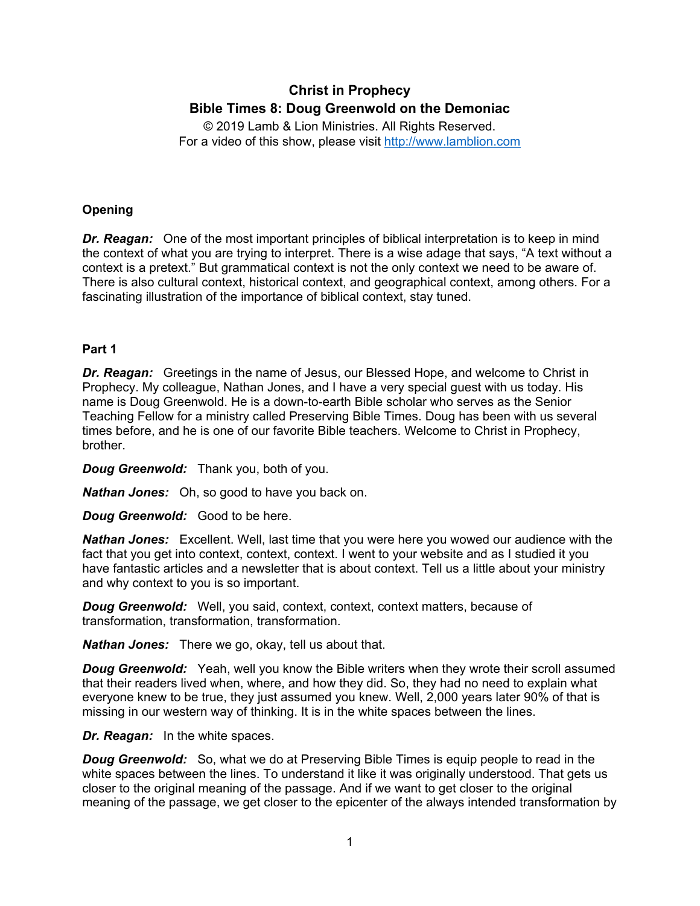# Christ in Prophecy

## Bible Times 8: Doug Greenwold on the Demoniac

© 2019 Lamb & Lion Ministries. All Rights Reserved.
For a video of this show, please visit http://www.lamblion.com

### Opening

***Dr. Reagan:*** One of the most important principles of biblical interpretation is to keep in mind the context of what you are trying to interpret. There is a wise adage that says, "A text without a context is a pretext." But grammatical context is not the only context we need to be aware of. There is also cultural context, historical context, and geographical context, among others. For a fascinating illustration of the importance of biblical context, stay tuned.

### Part 1

***Dr. Reagan:*** Greetings in the name of Jesus, our Blessed Hope, and welcome to Christ in Prophecy. My colleague, Nathan Jones, and I have a very special guest with us today. His name is Doug Greenwold. He is a down-to-earth Bible scholar who serves as the Senior Teaching Fellow for a ministry called Preserving Bible Times. Doug has been with us several times before, and he is one of our favorite Bible teachers. Welcome to Christ in Prophecy, brother.

***Doug Greenwold:*** Thank you, both of you.

***Nathan Jones:*** Oh, so good to have you back on.

***Doug Greenwold:*** Good to be here.

***Nathan Jones:*** Excellent. Well, last time that you were here you wowed our audience with the fact that you get into context, context, context. I went to your website and as I studied it you have fantastic articles and a newsletter that is about context. Tell us a little about your ministry and why context to you is so important.

***Doug Greenwold:*** Well, you said, context, context, context matters, because of transformation, transformation, transformation.

***Nathan Jones:*** There we go, okay, tell us about that.

***Doug Greenwold:*** Yeah, well you know the Bible writers when they wrote their scroll assumed that their readers lived when, where, and how they did. So, they had no need to explain what everyone knew to be true, they just assumed you knew. Well, 2,000 years later 90% of that is missing in our western way of thinking. It is in the white spaces between the lines.

***Dr. Reagan:*** In the white spaces.

***Doug Greenwold:*** So, what we do at Preserving Bible Times is equip people to read in the white spaces between the lines. To understand it like it was originally understood. That gets us closer to the original meaning of the passage. And if we want to get closer to the original meaning of the passage, we get closer to the epicenter of the always intended transformation by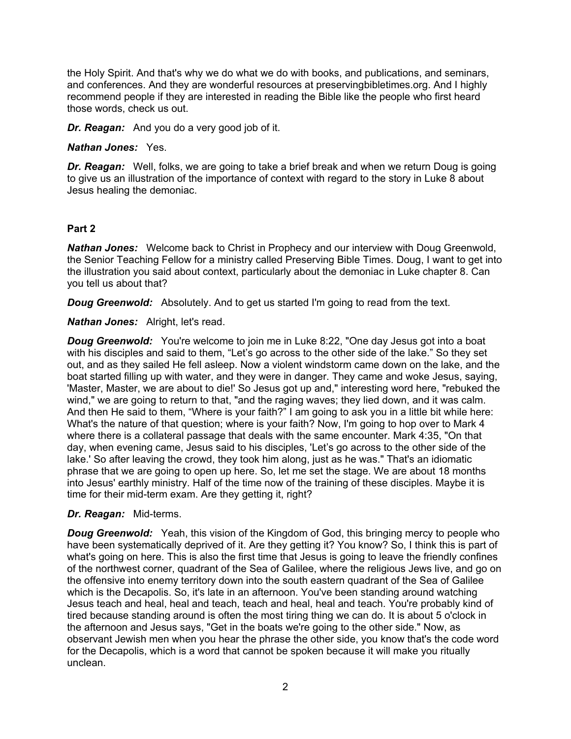the Holy Spirit. And that's why we do what we do with books, and publications, and seminars, and conferences. And they are wonderful resources at preservingbibletimes.org. And I highly recommend people if they are interested in reading the Bible like the people who first heard those words, check us out.

***Dr. Reagan:*** And you do a very good job of it.

***Nathan Jones:*** Yes.

***Dr. Reagan:*** Well, folks, we are going to take a brief break and when we return Doug is going to give us an illustration of the importance of context with regard to the story in Luke 8 about Jesus healing the demoniac.

**Part 2**

***Nathan Jones:*** Welcome back to Christ in Prophecy and our interview with Doug Greenwold, the Senior Teaching Fellow for a ministry called Preserving Bible Times. Doug, I want to get into the illustration you said about context, particularly about the demoniac in Luke chapter 8. Can you tell us about that?

***Doug Greenwold:*** Absolutely. And to get us started I'm going to read from the text.

***Nathan Jones:*** Alright, let's read.

***Doug Greenwold:*** You're welcome to join me in Luke 8:22, "One day Jesus got into a boat with his disciples and said to them, "Let's go across to the other side of the lake." So they set out, and as they sailed He fell asleep. Now a violent windstorm came down on the lake, and the boat started filling up with water, and they were in danger. They came and woke Jesus, saying, 'Master, Master, we are about to die!' So Jesus got up and," interesting word here, "rebuked the wind," we are going to return to that, "and the raging waves; they lied down, and it was calm. And then He said to them, "Where is your faith?" I am going to ask you in a little bit while here: What's the nature of that question; where is your faith? Now, I'm going to hop over to Mark 4 where there is a collateral passage that deals with the same encounter. Mark 4:35, "On that day, when evening came, Jesus said to his disciples, 'Let's go across to the other side of the lake.' So after leaving the crowd, they took him along, just as he was." That's an idiomatic phrase that we are going to open up here. So, let me set the stage. We are about 18 months into Jesus' earthly ministry. Half of the time now of the training of these disciples. Maybe it is time for their mid-term exam. Are they getting it, right?

***Dr. Reagan:*** Mid-terms.

***Doug Greenwold:*** Yeah, this vision of the Kingdom of God, this bringing mercy to people who have been systematically deprived of it. Are they getting it? You know? So, I think this is part of what's going on here. This is also the first time that Jesus is going to leave the friendly confines of the northwest corner, quadrant of the Sea of Galilee, where the religious Jews live, and go on the offensive into enemy territory down into the south eastern quadrant of the Sea of Galilee which is the Decapolis. So, it's late in an afternoon. You've been standing around watching Jesus teach and heal, heal and teach, teach and heal, heal and teach. You're probably kind of tired because standing around is often the most tiring thing we can do. It is about 5 o'clock in the afternoon and Jesus says, "Get in the boats we're going to the other side." Now, as observant Jewish men when you hear the phrase the other side, you know that's the code word for the Decapolis, which is a word that cannot be spoken because it will make you ritually unclean.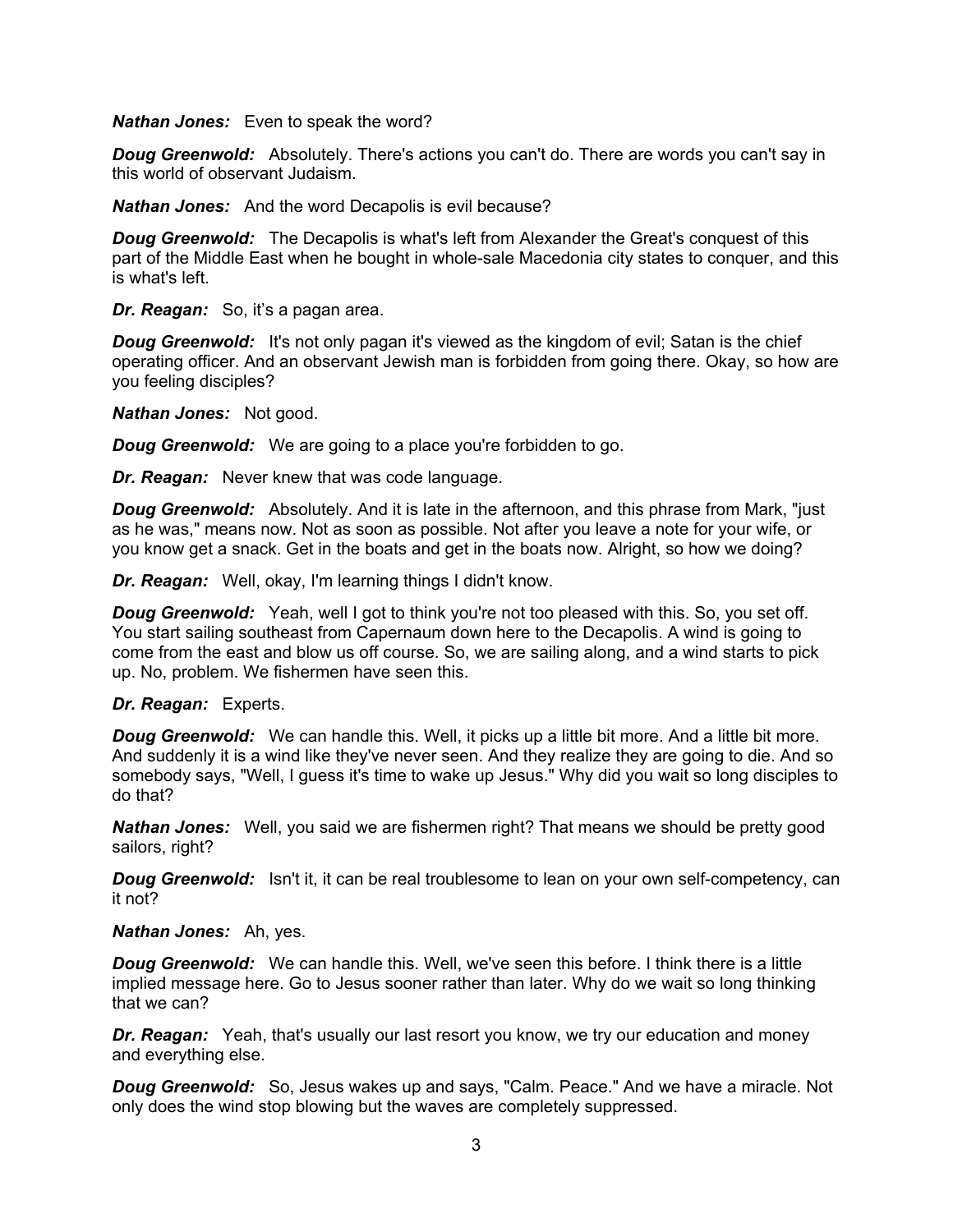***Nathan Jones:*** Even to speak the word?

***Doug Greenwold:*** Absolutely. There's actions you can't do. There are words you can't say in this world of observant Judaism.

***Nathan Jones:*** And the word Decapolis is evil because?

***Doug Greenwold:*** The Decapolis is what's left from Alexander the Great's conquest of this part of the Middle East when he bought in whole-sale Macedonia city states to conquer, and this is what's left.

***Dr. Reagan:*** So, it's a pagan area.

***Doug Greenwold:*** It's not only pagan it's viewed as the kingdom of evil; Satan is the chief operating officer. And an observant Jewish man is forbidden from going there. Okay, so how are you feeling disciples?

***Nathan Jones:*** Not good.

***Doug Greenwold:*** We are going to a place you're forbidden to go.

***Dr. Reagan:*** Never knew that was code language.

***Doug Greenwold:*** Absolutely. And it is late in the afternoon, and this phrase from Mark, "just as he was," means now. Not as soon as possible. Not after you leave a note for your wife, or you know get a snack. Get in the boats and get in the boats now. Alright, so how we doing?

***Dr. Reagan:*** Well, okay, I'm learning things I didn't know.

***Doug Greenwold:*** Yeah, well I got to think you're not too pleased with this. So, you set off. You start sailing southeast from Capernaum down here to the Decapolis. A wind is going to come from the east and blow us off course. So, we are sailing along, and a wind starts to pick up. No, problem. We fishermen have seen this.

***Dr. Reagan:*** Experts.

***Doug Greenwold:*** We can handle this. Well, it picks up a little bit more. And a little bit more. And suddenly it is a wind like they've never seen. And they realize they are going to die. And so somebody says, "Well, I guess it's time to wake up Jesus." Why did you wait so long disciples to do that?

***Nathan Jones:*** Well, you said we are fishermen right? That means we should be pretty good sailors, right?

***Doug Greenwold:*** Isn't it, it can be real troublesome to lean on your own self-competency, can it not?

***Nathan Jones:*** Ah, yes.

***Doug Greenwold:*** We can handle this. Well, we've seen this before. I think there is a little implied message here. Go to Jesus sooner rather than later. Why do we wait so long thinking that we can?

***Dr. Reagan:*** Yeah, that's usually our last resort you know, we try our education and money and everything else.

***Doug Greenwold:*** So, Jesus wakes up and says, "Calm. Peace." And we have a miracle. Not only does the wind stop blowing but the waves are completely suppressed.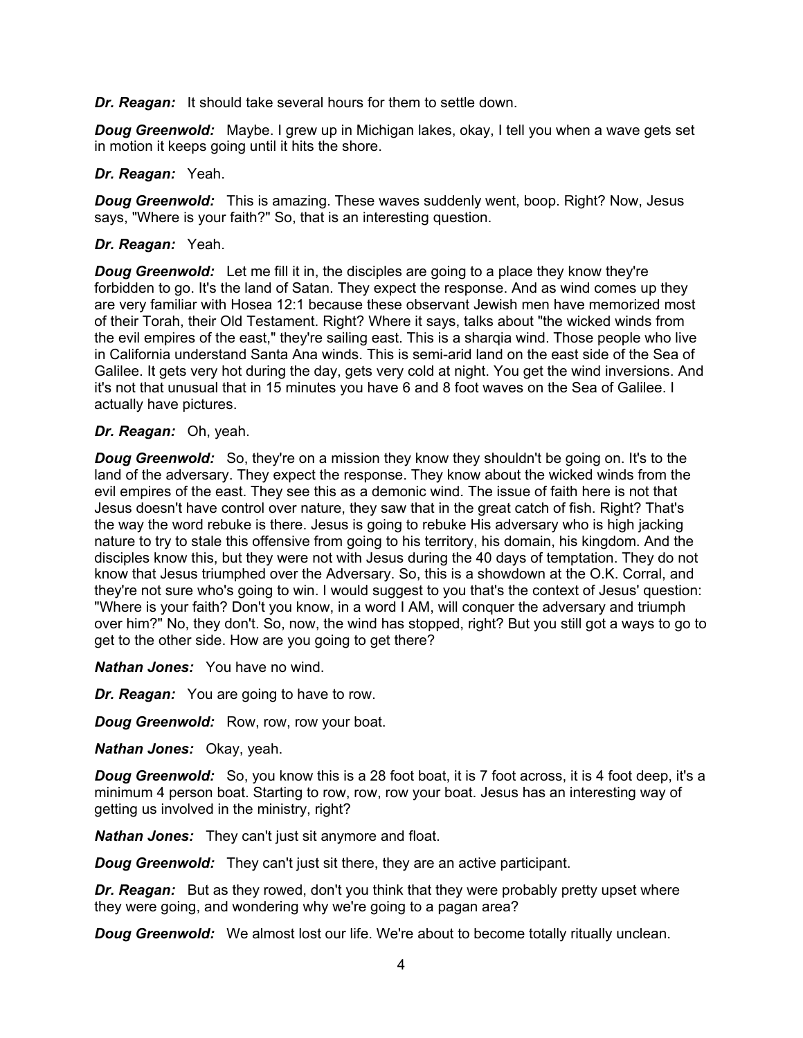***Dr. Reagan:*** It should take several hours for them to settle down.

***Doug Greenwold:*** Maybe. I grew up in Michigan lakes, okay, I tell you when a wave gets set in motion it keeps going until it hits the shore.

***Dr. Reagan:*** Yeah.

***Doug Greenwold:*** This is amazing. These waves suddenly went, boop. Right? Now, Jesus says, "Where is your faith?" So, that is an interesting question.

***Dr. Reagan:*** Yeah.

***Doug Greenwold:*** Let me fill it in, the disciples are going to a place they know they're forbidden to go. It's the land of Satan. They expect the response. And as wind comes up they are very familiar with Hosea 12:1 because these observant Jewish men have memorized most of their Torah, their Old Testament. Right? Where it says, talks about "the wicked winds from the evil empires of the east," they're sailing east. This is a sharqia wind. Those people who live in California understand Santa Ana winds. This is semi-arid land on the east side of the Sea of Galilee. It gets very hot during the day, gets very cold at night. You get the wind inversions. And it's not that unusual that in 15 minutes you have 6 and 8 foot waves on the Sea of Galilee. I actually have pictures.

***Dr. Reagan:*** Oh, yeah.

***Doug Greenwold:*** So, they're on a mission they know they shouldn't be going on. It's to the land of the adversary. They expect the response. They know about the wicked winds from the evil empires of the east. They see this as a demonic wind. The issue of faith here is not that Jesus doesn't have control over nature, they saw that in the great catch of fish. Right? That's the way the word rebuke is there. Jesus is going to rebuke His adversary who is high jacking nature to try to stale this offensive from going to his territory, his domain, his kingdom. And the disciples know this, but they were not with Jesus during the 40 days of temptation. They do not know that Jesus triumphed over the Adversary. So, this is a showdown at the O.K. Corral, and they're not sure who's going to win. I would suggest to you that's the context of Jesus' question: "Where is your faith? Don't you know, in a word I AM, will conquer the adversary and triumph over him?" No, they don't. So, now, the wind has stopped, right? But you still got a ways to go to get to the other side. How are you going to get there?

***Nathan Jones:*** You have no wind.

***Dr. Reagan:*** You are going to have to row.

***Doug Greenwold:*** Row, row, row your boat.

***Nathan Jones:*** Okay, yeah.

***Doug Greenwold:*** So, you know this is a 28 foot boat, it is 7 foot across, it is 4 foot deep, it's a minimum 4 person boat. Starting to row, row, row your boat. Jesus has an interesting way of getting us involved in the ministry, right?

***Nathan Jones:*** They can't just sit anymore and float.

***Doug Greenwold:*** They can't just sit there, they are an active participant.

***Dr. Reagan:*** But as they rowed, don't you think that they were probably pretty upset where they were going, and wondering why we're going to a pagan area?

***Doug Greenwold:*** We almost lost our life. We're about to become totally ritually unclean.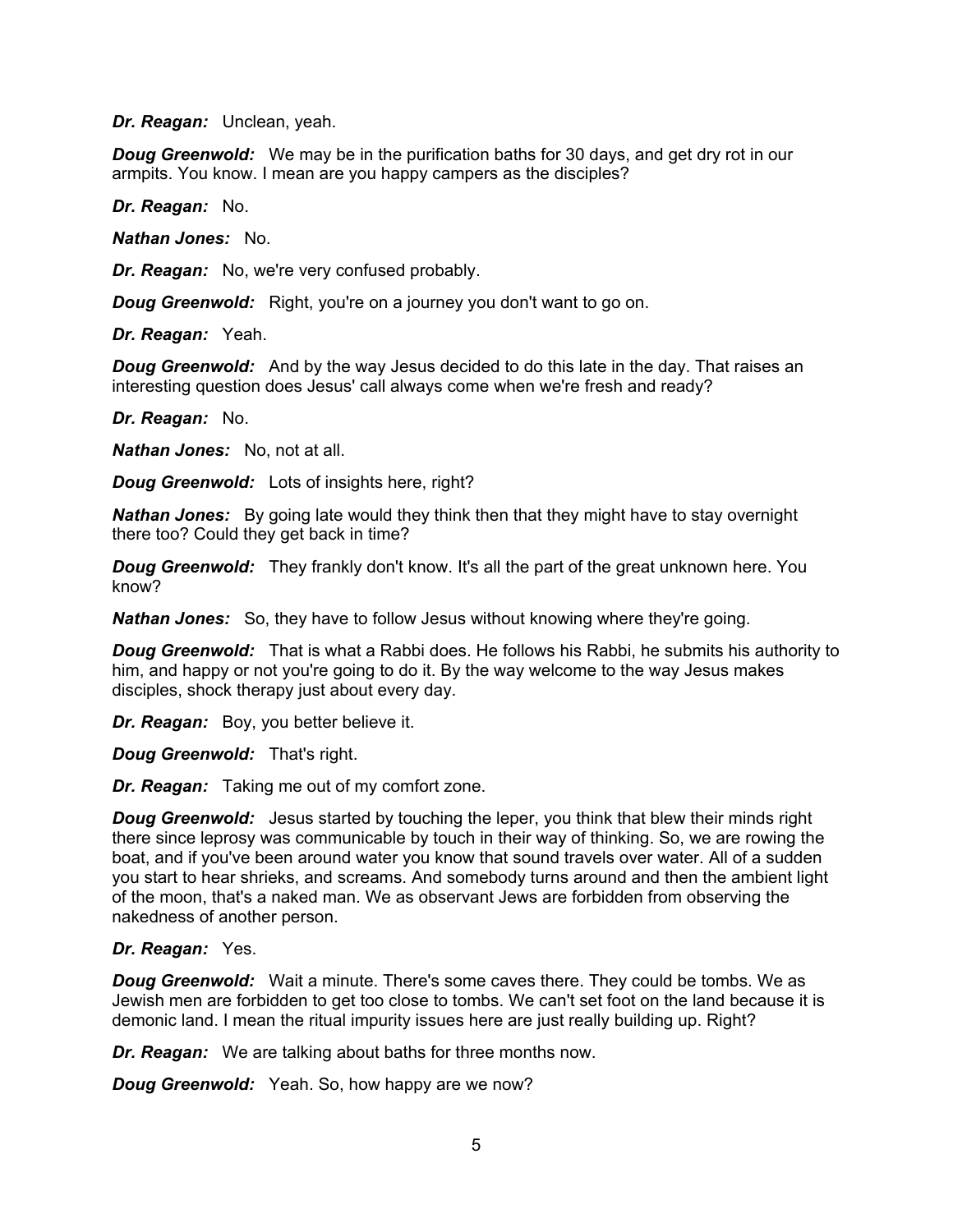***Dr. Reagan:*** Unclean, yeah.

***Doug Greenwold:*** We may be in the purification baths for 30 days, and get dry rot in our armpits. You know. I mean are you happy campers as the disciples?

***Dr. Reagan:*** No.

***Nathan Jones:*** No.

***Dr. Reagan:*** No, we're very confused probably.

***Doug Greenwold:*** Right, you're on a journey you don't want to go on.

***Dr. Reagan:*** Yeah.

***Doug Greenwold:*** And by the way Jesus decided to do this late in the day. That raises an interesting question does Jesus' call always come when we're fresh and ready?

***Dr. Reagan:*** No.

***Nathan Jones:*** No, not at all.

***Doug Greenwold:*** Lots of insights here, right?

***Nathan Jones:*** By going late would they think then that they might have to stay overnight there too? Could they get back in time?

***Doug Greenwold:*** They frankly don't know. It's all the part of the great unknown here. You know?

***Nathan Jones:*** So, they have to follow Jesus without knowing where they're going.

***Doug Greenwold:*** That is what a Rabbi does. He follows his Rabbi, he submits his authority to him, and happy or not you're going to do it. By the way welcome to the way Jesus makes disciples, shock therapy just about every day.

***Dr. Reagan:*** Boy, you better believe it.

***Doug Greenwold:*** That's right.

***Dr. Reagan:*** Taking me out of my comfort zone.

***Doug Greenwold:*** Jesus started by touching the leper, you think that blew their minds right there since leprosy was communicable by touch in their way of thinking. So, we are rowing the boat, and if you've been around water you know that sound travels over water. All of a sudden you start to hear shrieks, and screams. And somebody turns around and then the ambient light of the moon, that's a naked man. We as observant Jews are forbidden from observing the nakedness of another person.

***Dr. Reagan:*** Yes.

***Doug Greenwold:*** Wait a minute. There's some caves there. They could be tombs. We as Jewish men are forbidden to get too close to tombs. We can't set foot on the land because it is demonic land. I mean the ritual impurity issues here are just really building up. Right?

***Dr. Reagan:*** We are talking about baths for three months now.

***Doug Greenwold:*** Yeah. So, how happy are we now?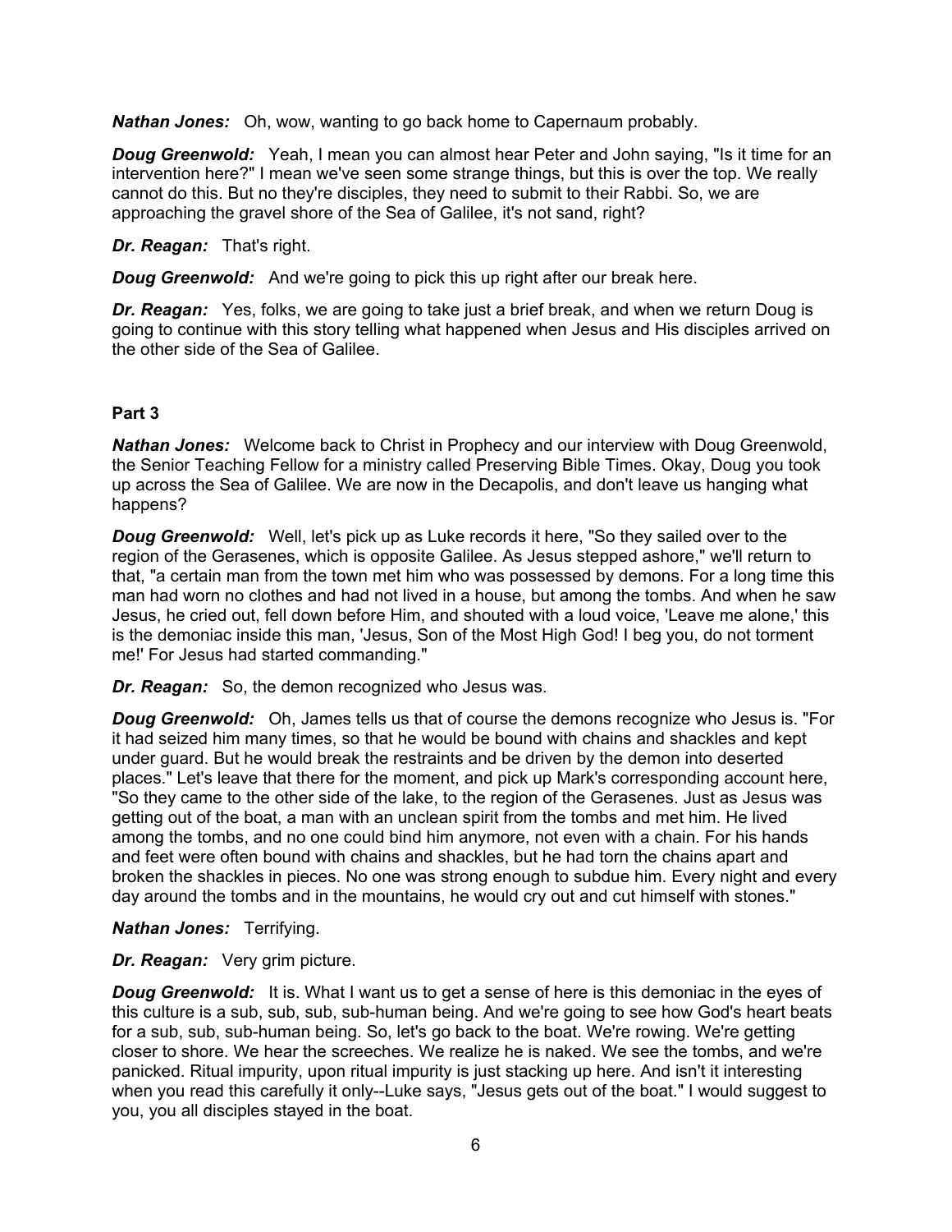***Nathan Jones:*** Oh, wow, wanting to go back home to Capernaum probably.

***Doug Greenwold:*** Yeah, I mean you can almost hear Peter and John saying, "Is it time for an intervention here?" I mean we've seen some strange things, but this is over the top. We really cannot do this. But no they're disciples, they need to submit to their Rabbi. So, we are approaching the gravel shore of the Sea of Galilee, it's not sand, right?

***Dr. Reagan:*** That's right.

***Doug Greenwold:*** And we're going to pick this up right after our break here.

***Dr. Reagan:*** Yes, folks, we are going to take just a brief break, and when we return Doug is going to continue with this story telling what happened when Jesus and His disciples arrived on the other side of the Sea of Galilee.

**Part 3**

***Nathan Jones:*** Welcome back to Christ in Prophecy and our interview with Doug Greenwold, the Senior Teaching Fellow for a ministry called Preserving Bible Times. Okay, Doug you took up across the Sea of Galilee. We are now in the Decapolis, and don't leave us hanging what happens?

***Doug Greenwold:*** Well, let's pick up as Luke records it here, "So they sailed over to the region of the Gerasenes, which is opposite Galilee. As Jesus stepped ashore," we'll return to that, "a certain man from the town met him who was possessed by demons. For a long time this man had worn no clothes and had not lived in a house, but among the tombs. And when he saw Jesus, he cried out, fell down before Him, and shouted with a loud voice, 'Leave me alone,' this is the demoniac inside this man, 'Jesus, Son of the Most High God! I beg you, do not torment me!' For Jesus had started commanding."

***Dr. Reagan:*** So, the demon recognized who Jesus was.

***Doug Greenwold:*** Oh, James tells us that of course the demons recognize who Jesus is. "For it had seized him many times, so that he would be bound with chains and shackles and kept under guard. But he would break the restraints and be driven by the demon into deserted places." Let's leave that there for the moment, and pick up Mark's corresponding account here, "So they came to the other side of the lake, to the region of the Gerasenes. Just as Jesus was getting out of the boat, a man with an unclean spirit from the tombs and met him. He lived among the tombs, and no one could bind him anymore, not even with a chain. For his hands and feet were often bound with chains and shackles, but he had torn the chains apart and broken the shackles in pieces. No one was strong enough to subdue him. Every night and every day around the tombs and in the mountains, he would cry out and cut himself with stones."

***Nathan Jones:*** Terrifying.

***Dr. Reagan:*** Very grim picture.

***Doug Greenwold:*** It is. What I want us to get a sense of here is this demoniac in the eyes of this culture is a sub, sub, sub, sub-human being. And we're going to see how God's heart beats for a sub, sub, sub-human being. So, let's go back to the boat. We're rowing. We're getting closer to shore. We hear the screeches. We realize he is naked. We see the tombs, and we're panicked. Ritual impurity, upon ritual impurity is just stacking up here. And isn't it interesting when you read this carefully it only--Luke says, "Jesus gets out of the boat." I would suggest to you, you all disciples stayed in the boat.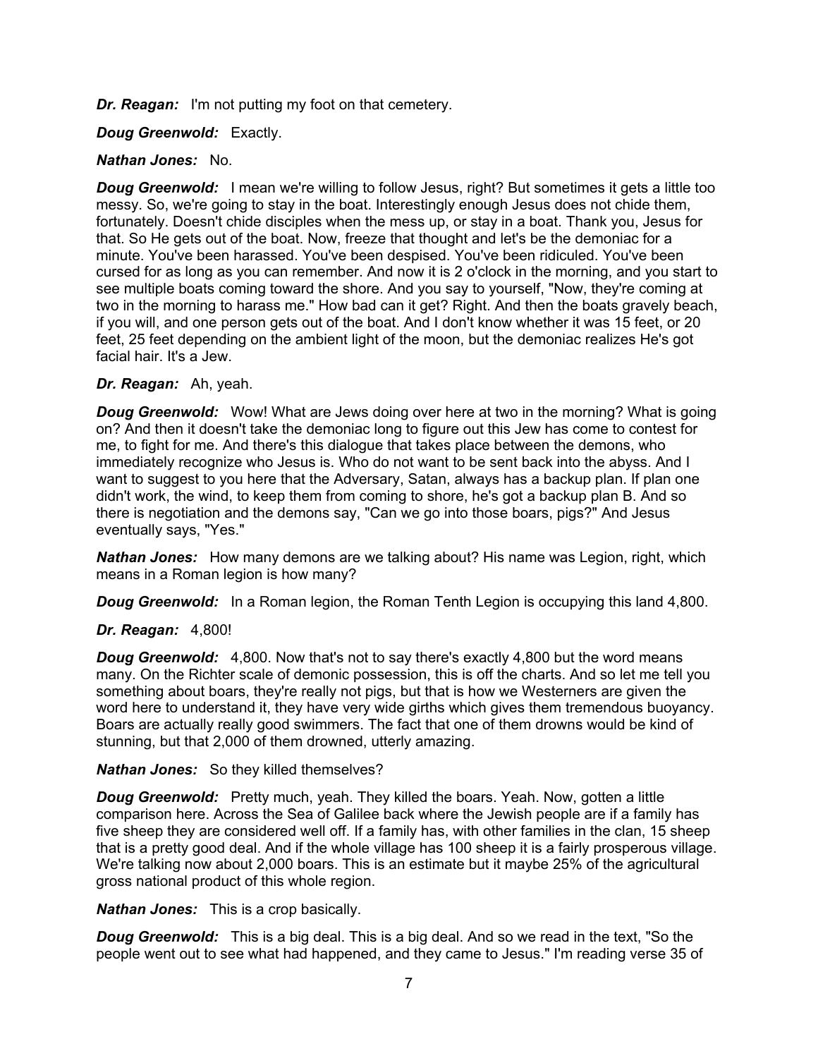***Dr. Reagan:*** I'm not putting my foot on that cemetery.

***Doug Greenwold:*** Exactly.

***Nathan Jones:*** No.

***Doug Greenwold:*** I mean we're willing to follow Jesus, right? But sometimes it gets a little too messy. So, we're going to stay in the boat. Interestingly enough Jesus does not chide them, fortunately. Doesn't chide disciples when the mess up, or stay in a boat. Thank you, Jesus for that. So He gets out of the boat. Now, freeze that thought and let's be the demoniac for a minute. You've been harassed. You've been despised. You've been ridiculed. You've been cursed for as long as you can remember. And now it is 2 o'clock in the morning, and you start to see multiple boats coming toward the shore. And you say to yourself, "Now, they're coming at two in the morning to harass me." How bad can it get? Right. And then the boats gravely beach, if you will, and one person gets out of the boat. And I don't know whether it was 15 feet, or 20 feet, 25 feet depending on the ambient light of the moon, but the demoniac realizes He's got facial hair. It's a Jew.

***Dr. Reagan:*** Ah, yeah.

***Doug Greenwold:*** Wow! What are Jews doing over here at two in the morning? What is going on? And then it doesn't take the demoniac long to figure out this Jew has come to contest for me, to fight for me. And there's this dialogue that takes place between the demons, who immediately recognize who Jesus is. Who do not want to be sent back into the abyss. And I want to suggest to you here that the Adversary, Satan, always has a backup plan. If plan one didn't work, the wind, to keep them from coming to shore, he's got a backup plan B. And so there is negotiation and the demons say, "Can we go into those boars, pigs?" And Jesus eventually says, "Yes."

***Nathan Jones:*** How many demons are we talking about? His name was Legion, right, which means in a Roman legion is how many?

***Doug Greenwold:*** In a Roman legion, the Roman Tenth Legion is occupying this land 4,800.

***Dr. Reagan:*** 4,800!

***Doug Greenwold:*** 4,800. Now that's not to say there's exactly 4,800 but the word means many. On the Richter scale of demonic possession, this is off the charts. And so let me tell you something about boars, they're really not pigs, but that is how we Westerners are given the word here to understand it, they have very wide girths which gives them tremendous buoyancy. Boars are actually really good swimmers. The fact that one of them drowns would be kind of stunning, but that 2,000 of them drowned, utterly amazing.

***Nathan Jones:*** So they killed themselves?

***Doug Greenwold:*** Pretty much, yeah. They killed the boars. Yeah. Now, gotten a little comparison here. Across the Sea of Galilee back where the Jewish people are if a family has five sheep they are considered well off. If a family has, with other families in the clan, 15 sheep that is a pretty good deal. And if the whole village has 100 sheep it is a fairly prosperous village. We're talking now about 2,000 boars. This is an estimate but it maybe 25% of the agricultural gross national product of this whole region.

***Nathan Jones:*** This is a crop basically.

***Doug Greenwold:*** This is a big deal. This is a big deal. And so we read in the text, "So the people went out to see what had happened, and they came to Jesus." I'm reading verse 35 of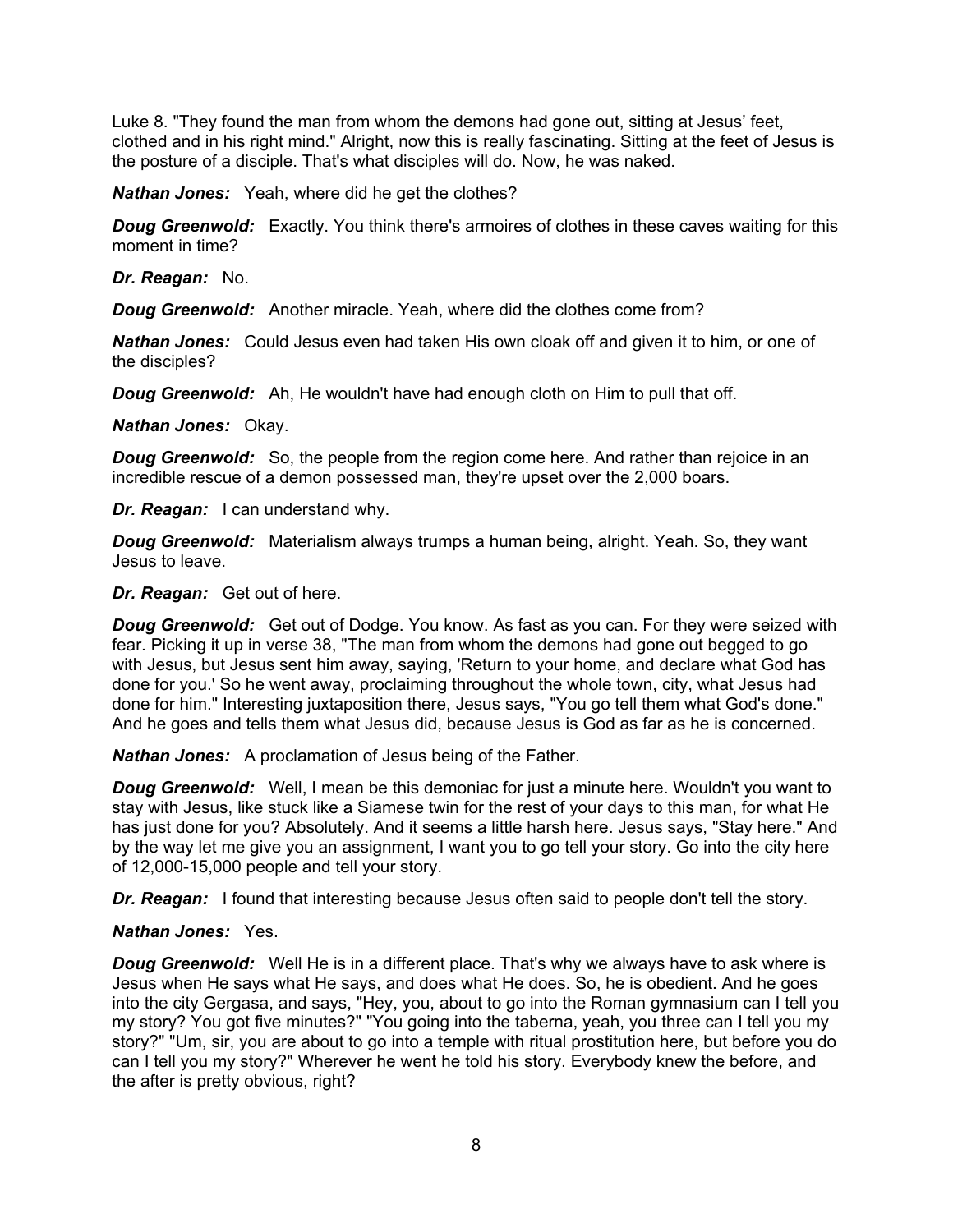Luke 8. "They found the man from whom the demons had gone out, sitting at Jesus' feet, clothed and in his right mind." Alright, now this is really fascinating. Sitting at the feet of Jesus is the posture of a disciple. That's what disciples will do. Now, he was naked.

***Nathan Jones:*** Yeah, where did he get the clothes?

***Doug Greenwold:*** Exactly. You think there's armoires of clothes in these caves waiting for this moment in time?

***Dr. Reagan:*** No.

***Doug Greenwold:*** Another miracle. Yeah, where did the clothes come from?

***Nathan Jones:*** Could Jesus even had taken His own cloak off and given it to him, or one of the disciples?

***Doug Greenwold:*** Ah, He wouldn't have had enough cloth on Him to pull that off.

***Nathan Jones:*** Okay.

***Doug Greenwold:*** So, the people from the region come here. And rather than rejoice in an incredible rescue of a demon possessed man, they're upset over the 2,000 boars.

***Dr. Reagan:*** I can understand why.

***Doug Greenwold:*** Materialism always trumps a human being, alright. Yeah. So, they want Jesus to leave.

***Dr. Reagan:*** Get out of here.

***Doug Greenwold:*** Get out of Dodge. You know. As fast as you can. For they were seized with fear. Picking it up in verse 38, "The man from whom the demons had gone out begged to go with Jesus, but Jesus sent him away, saying, 'Return to your home, and declare what God has done for you.' So he went away, proclaiming throughout the whole town, city, what Jesus had done for him." Interesting juxtaposition there, Jesus says, "You go tell them what God's done." And he goes and tells them what Jesus did, because Jesus is God as far as he is concerned.

***Nathan Jones:*** A proclamation of Jesus being of the Father.

***Doug Greenwold:*** Well, I mean be this demoniac for just a minute here. Wouldn't you want to stay with Jesus, like stuck like a Siamese twin for the rest of your days to this man, for what He has just done for you? Absolutely. And it seems a little harsh here. Jesus says, "Stay here." And by the way let me give you an assignment, I want you to go tell your story. Go into the city here of 12,000-15,000 people and tell your story.

***Dr. Reagan:*** I found that interesting because Jesus often said to people don't tell the story.

***Nathan Jones:*** Yes.

***Doug Greenwold:*** Well He is in a different place. That's why we always have to ask where is Jesus when He says what He says, and does what He does. So, he is obedient. And he goes into the city Gergasa, and says, "Hey, you, about to go into the Roman gymnasium can I tell you my story? You got five minutes?" "You going into the taberna, yeah, you three can I tell you my story?" "Um, sir, you are about to go into a temple with ritual prostitution here, but before you do can I tell you my story?" Wherever he went he told his story. Everybody knew the before, and the after is pretty obvious, right?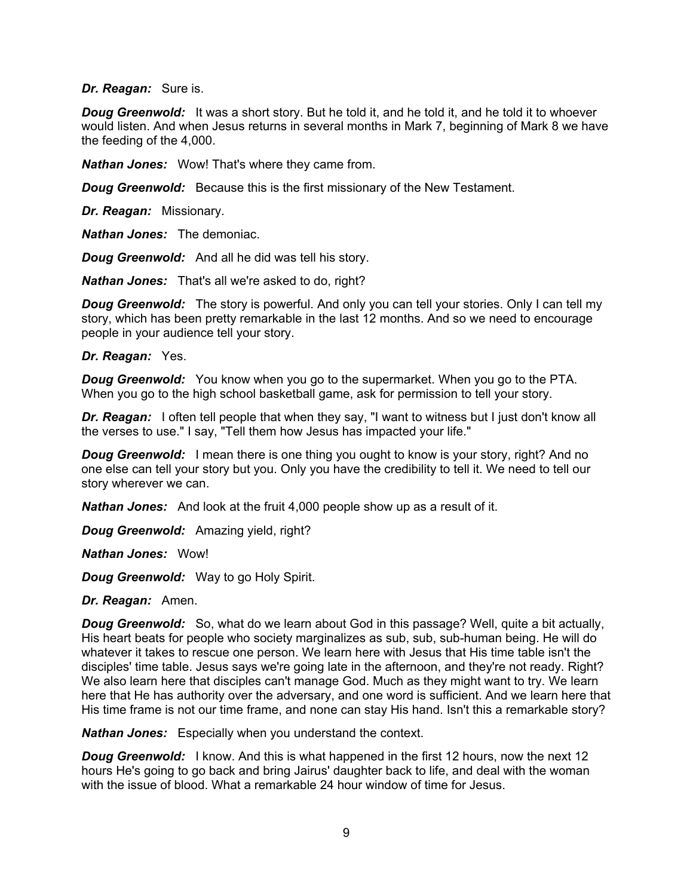***Dr. Reagan:*** Sure is.

***Doug Greenwold:*** It was a short story. But he told it, and he told it, and he told it to whoever would listen. And when Jesus returns in several months in Mark 7, beginning of Mark 8 we have the feeding of the 4,000.

***Nathan Jones:*** Wow! That's where they came from.

***Doug Greenwold:*** Because this is the first missionary of the New Testament.

***Dr. Reagan:*** Missionary.

***Nathan Jones:*** The demoniac.

***Doug Greenwold:*** And all he did was tell his story.

***Nathan Jones:*** That's all we're asked to do, right?

***Doug Greenwold:*** The story is powerful. And only you can tell your stories. Only I can tell my story, which has been pretty remarkable in the last 12 months. And so we need to encourage people in your audience tell your story.

***Dr. Reagan:*** Yes.

***Doug Greenwold:*** You know when you go to the supermarket. When you go to the PTA. When you go to the high school basketball game, ask for permission to tell your story.

***Dr. Reagan:*** I often tell people that when they say, "I want to witness but I just don't know all the verses to use." I say, "Tell them how Jesus has impacted your life."

***Doug Greenwold:*** I mean there is one thing you ought to know is your story, right? And no one else can tell your story but you. Only you have the credibility to tell it. We need to tell our story wherever we can.

***Nathan Jones:*** And look at the fruit 4,000 people show up as a result of it.

***Doug Greenwold:*** Amazing yield, right?

***Nathan Jones:*** Wow!

***Doug Greenwold:*** Way to go Holy Spirit.

***Dr. Reagan:*** Amen.

***Doug Greenwold:*** So, what do we learn about God in this passage? Well, quite a bit actually, His heart beats for people who society marginalizes as sub, sub, sub-human being. He will do whatever it takes to rescue one person. We learn here with Jesus that His time table isn't the disciples' time table. Jesus says we're going late in the afternoon, and they're not ready. Right? We also learn here that disciples can't manage God. Much as they might want to try. We learn here that He has authority over the adversary, and one word is sufficient. And we learn here that His time frame is not our time frame, and none can stay His hand. Isn't this a remarkable story?

***Nathan Jones:*** Especially when you understand the context.

***Doug Greenwold:*** I know. And this is what happened in the first 12 hours, now the next 12 hours He's going to go back and bring Jairus' daughter back to life, and deal with the woman with the issue of blood. What a remarkable 24 hour window of time for Jesus.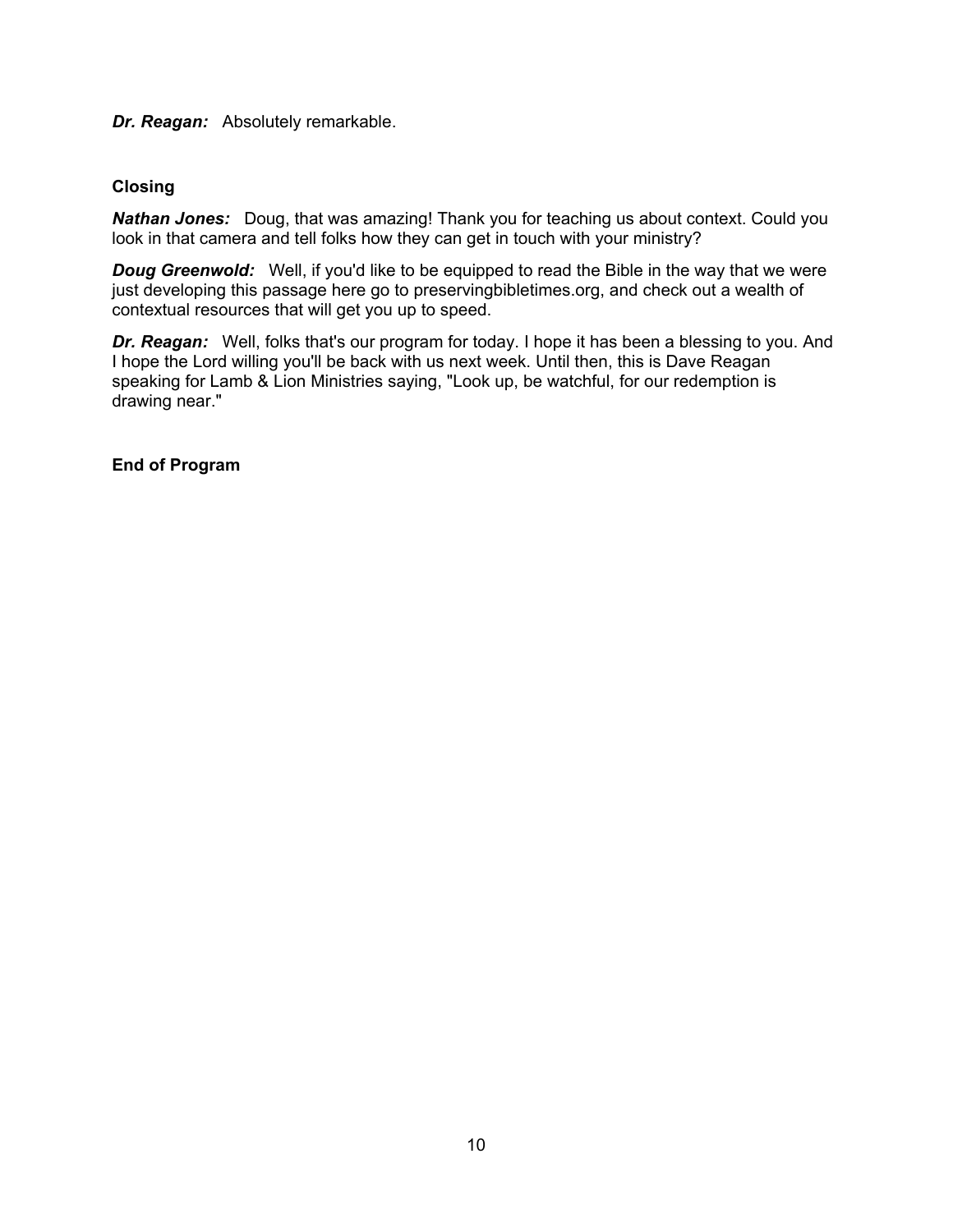***Dr. Reagan:*** Absolutely remarkable.

**Closing**

***Nathan Jones:*** Doug, that was amazing! Thank you for teaching us about context. Could you look in that camera and tell folks how they can get in touch with your ministry?

***Doug Greenwold:*** Well, if you'd like to be equipped to read the Bible in the way that we were just developing this passage here go to preservingbibletimes.org, and check out a wealth of contextual resources that will get you up to speed.

***Dr. Reagan:*** Well, folks that's our program for today. I hope it has been a blessing to you. And I hope the Lord willing you'll be back with us next week. Until then, this is Dave Reagan speaking for Lamb & Lion Ministries saying, "Look up, be watchful, for our redemption is drawing near."

**End of Program**